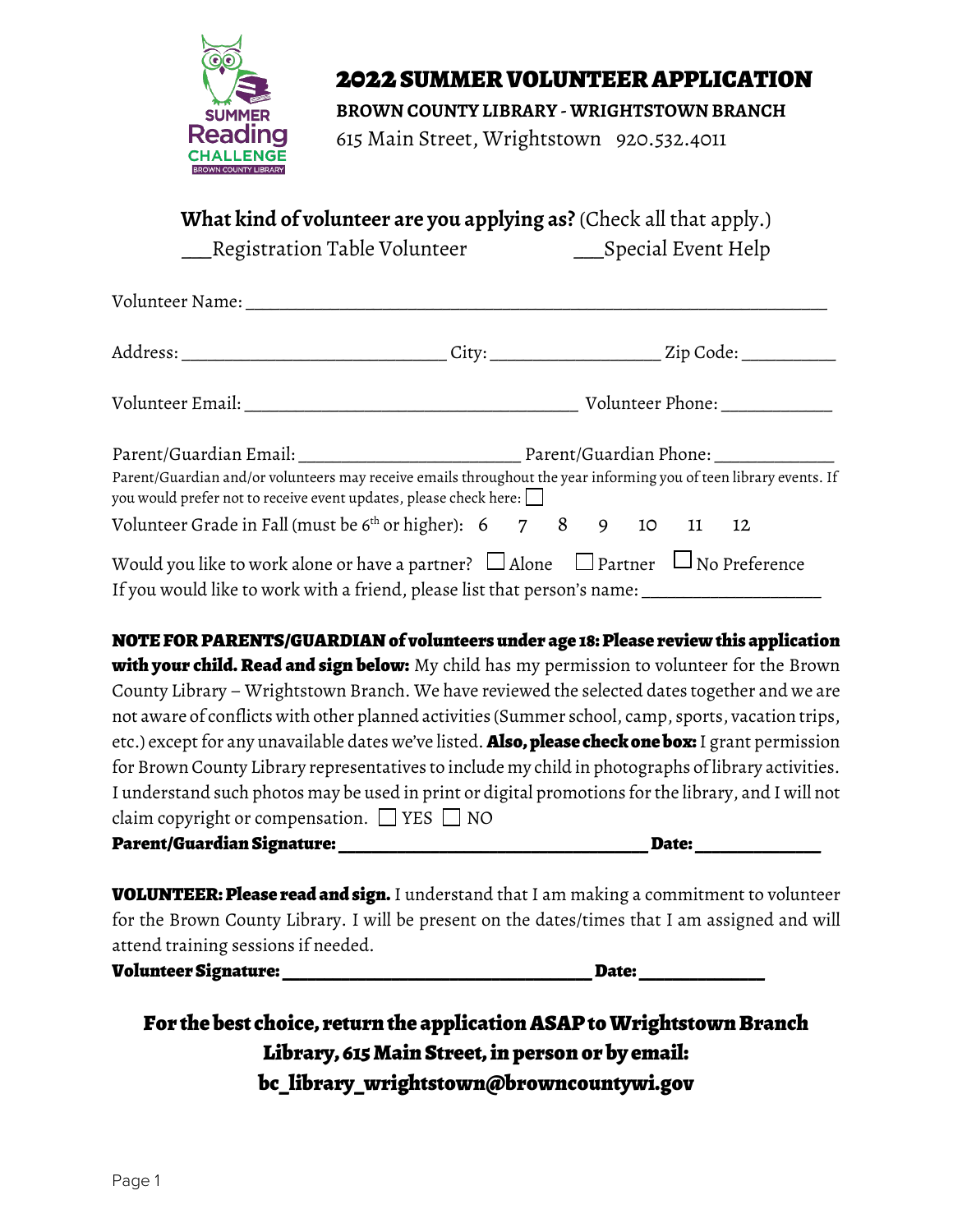# 2022 SUMMER VOLUNTEER APPLICATION

**BROWN COUNTY LIBRARY - WRIGHTSTOWN BRANCH**

615 Main Street, Wrightstown 920.532.4011

**What kind of volunteer are you applying as?** (Check all that apply.)

___Registration Table Volunteer ___Special Event Help

Volunteer Name: ____________________________________________________________

Address: ___________________________ City: _________________ Zip Code: _________

Volunteer Email: __________________________________ Volunteer Phone: ___________

Parent/Guardian Email: ______________________ Parent/Guardian Phone: ____________

Parent/Guardian and/or volunteers may receive emails throughout the year informing you of teen library events. If you would prefer not to receive event updates, please check here: ☐

Volunteer Grade in Fall (must be 6th or higher): 6 7 8 9 10 11 12

Would you like to work alone or have a partner? ☐ Alone ☐ Partner ☐ No Preference

If you would like to work with a friend, please list that person's name: __________________

**NOTE FOR PARENTS/GUARDIAN of volunteers under age 18: Please review this application with your child. Read and sign below:** My child has my permission to volunteer for the Brown County Library – Wrightstown Branch. We have reviewed the selected dates together and we are not aware of conflicts with other planned activities (Summer school, camp, sports, vacation trips, etc.) except for any unavailable dates we've listed. **Also, please check one box:** I grant permission for Brown County Library representatives to include my child in photographs of library activities. I understand such photos may be used in print or digital promotions for the library, and I will not claim copyright or compensation. ☐ YES ☐ NO

**Parent/Guardian Signature: ________________________________ Date: _____________**

**VOLUNTEER: Please read and sign.** I understand that I am making a commitment to volunteer for the Brown County Library. I will be present on the dates/times that I am assigned and will attend training sessions if needed.

**Volunteer Signature: ________________________________ Date: _____________**

**For the best choice, return the application ASAP to Wrightstown Branch Library, 615 Main Street, in person or by email: bc_library_wrightstown@browncountywi.gov**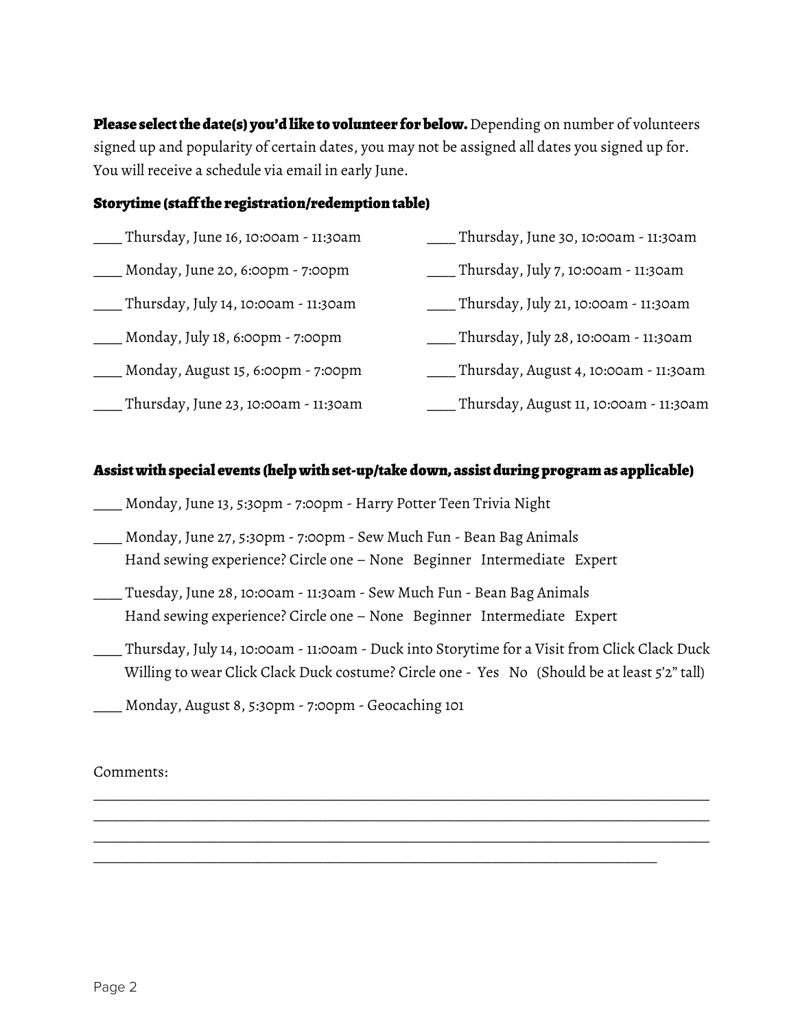**Please select the date(s) you'd like to volunteer for below.** Depending on number of volunteers signed up and popularity of certain dates, you may not be assigned all dates you signed up for. You will receive a schedule via email in early June.

### Storytime (staff the registration/redemption table)

____ Thursday, June 16, 10:00am - 11:30am

____ Monday, June 20, 6:00pm - 7:00pm

____ Thursday, July 14, 10:00am - 11:30am

____ Monday, July 18, 6:00pm - 7:00pm

____ Monday, August 15, 6:00pm - 7:00pm

____ Thursday, June 23, 10:00am - 11:30am

____ Thursday, June 30, 10:00am - 11:30am

____ Thursday, July 7, 10:00am - 11:30am

____ Thursday, July 21, 10:00am - 11:30am

____ Thursday, July 28, 10:00am - 11:30am

____ Thursday, August 4, 10:00am - 11:30am

____ Thursday, August 11, 10:00am - 11:30am

### Assist with special events (help with set-up/take down, assist during program as applicable)

____ Monday, June 13, 5:30pm - 7:00pm - Harry Potter Teen Trivia Night

____ Monday, June 27, 5:30pm - 7:00pm - Sew Much Fun - Bean Bag Animals
Hand sewing experience? Circle one – None Beginner Intermediate Expert

____ Tuesday, June 28, 10:00am - 11:30am - Sew Much Fun - Bean Bag Animals
Hand sewing experience? Circle one – None Beginner Intermediate Expert

____ Thursday, July 14, 10:00am - 11:00am - Duck into Storytime for a Visit from Click Clack Duck
Willing to wear Click Clack Duck costume? Circle one - Yes No (Should be at least 5'2" tall)

____ Monday, August 8, 5:30pm - 7:00pm - Geocaching 101

Comments:
_______________________________________________________________________________
_______________________________________________________________________________
_______________________________________________________________________________
_______________________________________________________________________